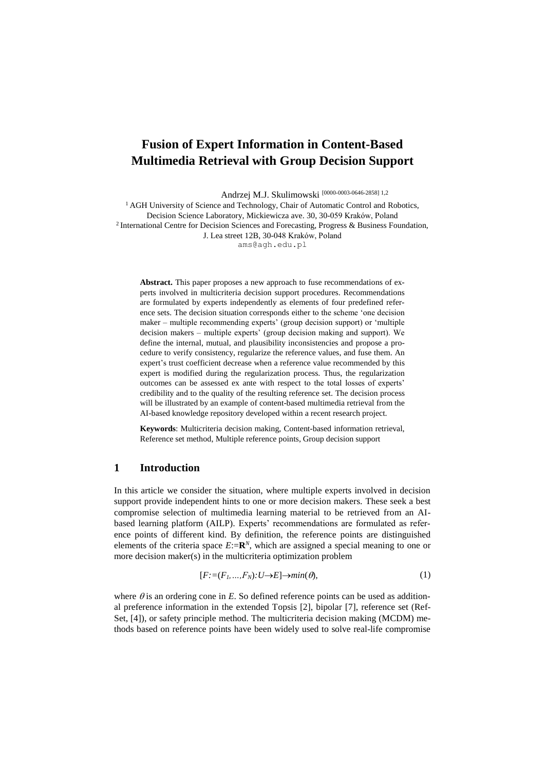# Fusion of Expert Information in Content-Based Multimedia Retrieval with Group Decision Support

Andrzej M.J. Skulimowski [0000-0003-0646-2858] [1,2]

[1] AGH University of Science and Technology, Chair of Automatic Control and Robotics, Decision Science Laboratory, Mickiewicza ave. 30, 30-059 Kraków, Poland

[2] International Centre for Decision Sciences and Forecasting, Progress & Business Foundation, J. Lea street 12B, 30-048 Kraków, Poland

ams@agh.edu.pl

**Abstract.** This paper proposes a new approach to fuse recommendations of experts involved in multicriteria decision support procedures. Recommendations are formulated by experts independently as elements of four predefined reference sets. The decision situation corresponds either to the scheme 'one decision maker – multiple recommending experts' (group decision support) or 'multiple decision makers – multiple experts' (group decision making and support). We define the internal, mutual, and plausibility inconsistencies and propose a procedure to verify consistency, regularize the reference values, and fuse them. An expert's trust coefficient decrease when a reference value recommended by this expert is modified during the regularization process. Thus, the regularization outcomes can be assessed ex ante with respect to the total losses of experts' credibility and to the quality of the resulting reference set. The decision process will be illustrated by an example of content-based multimedia retrieval from the AI-based knowledge repository developed within a recent research project.

**Keywords**: Multicriteria decision making, Content-based information retrieval, Reference set method, Multiple reference points, Group decision support

## 1 Introduction

In this article we consider the situation, where multiple experts involved in decision support provide independent hints to one or more decision makers. These seek a best compromise selection of multimedia learning material to be retrieved from an AI-based learning platform (AILP). Experts' recommendations are formulated as reference points of different kind. By definition, the reference points are distinguished elements of the criteria space $E:=\mathbf{R}^N$, which are assigned a special meaning to one or more decision maker(s) in the multicriteria optimization problem

$$[F:=(F_1,\ldots,F_N):U\rightarrow E]\rightarrow min(\theta), \tag{1}$$

where $\theta$ is an ordering cone in $E$. So defined reference points can be used as additional preference information in the extended Topsis [2], bipolar [7], reference set (Ref-Set, [4]), or safety principle method. The multicriteria decision making (MCDM) methods based on reference points have been widely used to solve real-life compromise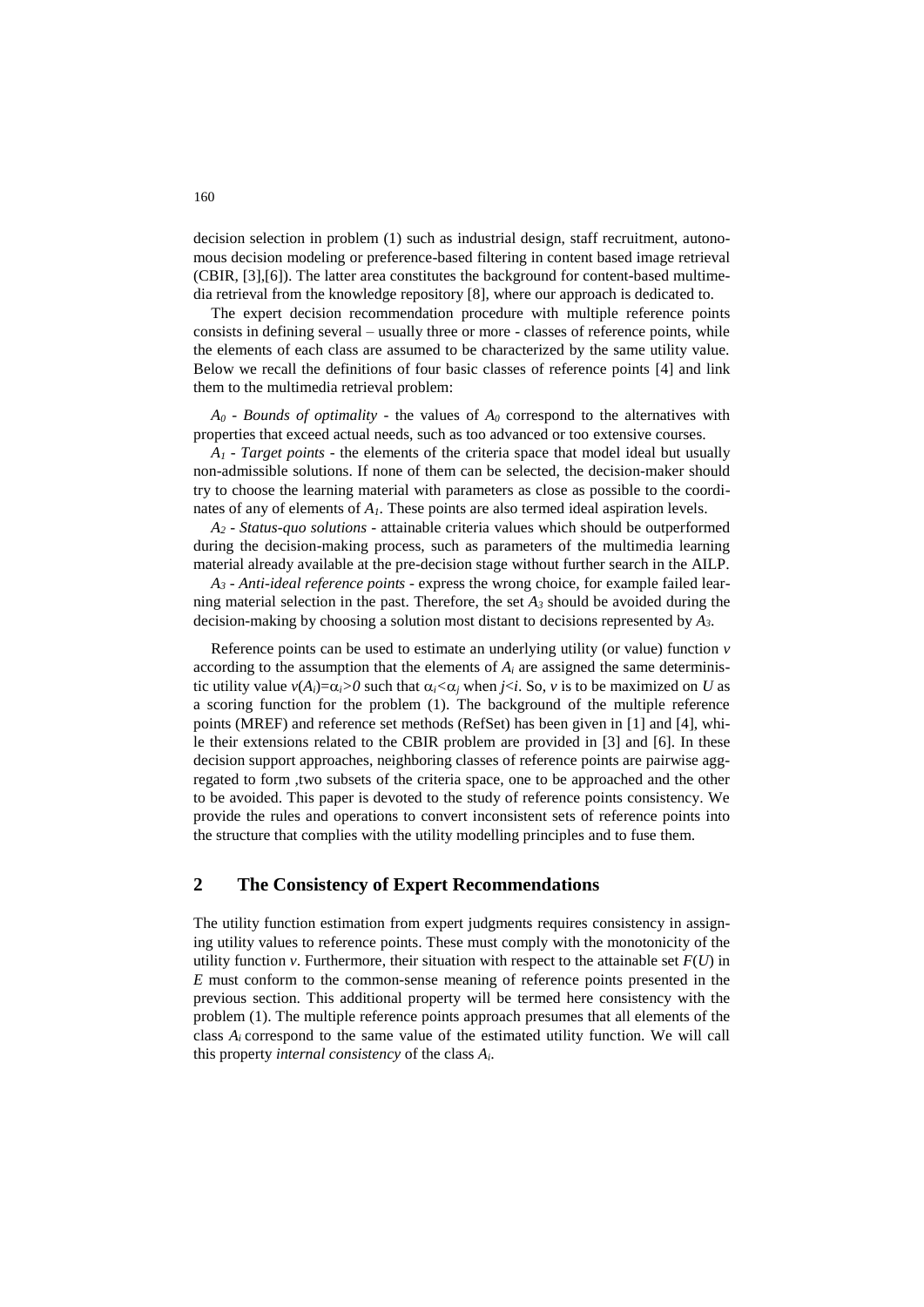decision selection in problem (1) such as industrial design, staff recruitment, autonomous decision modeling or preference-based filtering in content based image retrieval (CBIR, [3],[6]). The latter area constitutes the background for content-based multimedia retrieval from the knowledge repository [8], where our approach is dedicated to.

The expert decision recommendation procedure with multiple reference points consists in defining several – usually three or more - classes of reference points, while the elements of each class are assumed to be characterized by the same utility value. Below we recall the definitions of four basic classes of reference points [4] and link them to the multimedia retrieval problem:

$A_0$ - *Bounds of optimality* - the values of $A_0$ correspond to the alternatives with properties that exceed actual needs, such as too advanced or too extensive courses.

$A_1$ - *Target points* - the elements of the criteria space that model ideal but usually non-admissible solutions. If none of them can be selected, the decision-maker should try to choose the learning material with parameters as close as possible to the coordinates of any of elements of $A_1$. These points are also termed ideal aspiration levels.

$A_2$ - *Status-quo solutions* - attainable criteria values which should be outperformed during the decision-making process, such as parameters of the multimedia learning material already available at the pre-decision stage without further search in the AILP.

$A_3$ - *Anti-ideal reference points* - express the wrong choice, for example failed learning material selection in the past. Therefore, the set $A_3$ should be avoided during the decision-making by choosing a solution most distant to decisions represented by $A_3$.

Reference points can be used to estimate an underlying utility (or value) function $v$ according to the assumption that the elements of $A_i$ are assigned the same deterministic utility value $v(A_i)=\alpha_i>0$ such that $\alpha_i<\alpha_j$ when $j<i$. So, $v$ is to be maximized on $U$ as a scoring function for the problem (1). The background of the multiple reference points (MREF) and reference set methods (RefSet) has been given in [1] and [4], while their extensions related to the CBIR problem are provided in [3] and [6]. In these decision support approaches, neighboring classes of reference points are pairwise aggregated to form ,two subsets of the criteria space, one to be approached and the other to be avoided. This paper is devoted to the study of reference points consistency. We provide the rules and operations to convert inconsistent sets of reference points into the structure that complies with the utility modelling principles and to fuse them.

## 2 The Consistency of Expert Recommendations

The utility function estimation from expert judgments requires consistency in assigning utility values to reference points. These must comply with the monotonicity of the utility function $v$. Furthermore, their situation with respect to the attainable set $F(U)$ in $E$ must conform to the common-sense meaning of reference points presented in the previous section. This additional property will be termed here consistency with the problem (1). The multiple reference points approach presumes that all elements of the class $A_i$ correspond to the same value of the estimated utility function. We will call this property *internal consistency* of the class $A_i$.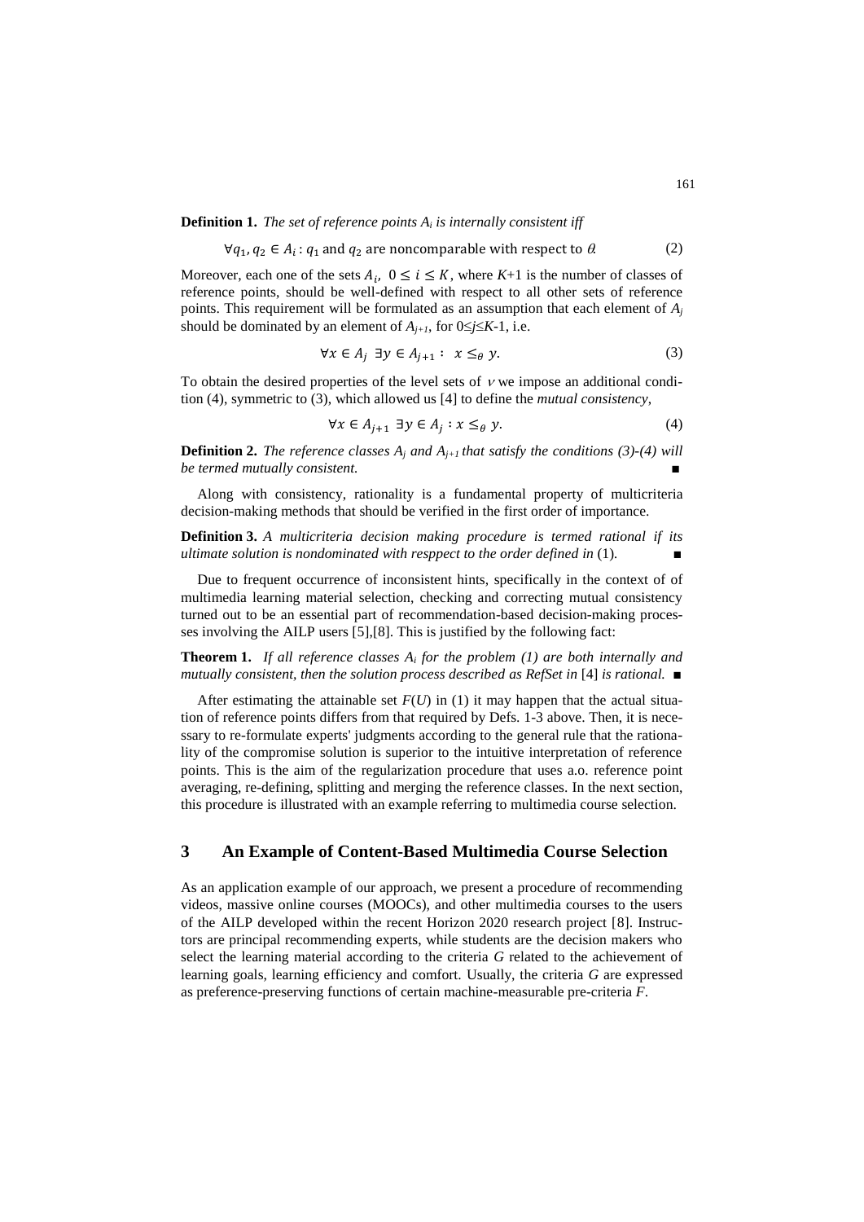**Definition 1.** *The set of reference points $A_i$ is internally consistent iff*

$$\forall q_1, q_2 \in A_i : q_1 \text{ and } q_2 \text{ are noncomparable with respect to } \theta. \tag{2}$$

Moreover, each one of the sets $A_i$, $0 \leq i \leq K$, where $K$+1 is the number of classes of reference points, should be well-defined with respect to all other sets of reference points. This requirement will be formulated as an assumption that each element of $A_j$ should be dominated by an element of $A_{j+1}$, for $0 \leq j \leq K$-1, i.e.

$$\forall x \in A_j \ \exists y \in A_{j+1} : \ x \leq_\theta y. \tag{3}$$

To obtain the desired properties of the level sets of $\nu$ we impose an additional condition (4), symmetric to (3), which allowed us [4] to define the *mutual consistency*,

$$\forall x \in A_{j+1} \ \exists y \in A_j : x \leq_\theta y. \tag{4}$$

**Definition 2.** *The reference classes $A_j$ and $A_{j+1}$ that satisfy the conditions (3)-(4) will be termed mutually consistent.* ∎

Along with consistency, rationality is a fundamental property of multicriteria decision-making methods that should be verified in the first order of importance.

**Definition 3.** *A multicriteria decision making procedure is termed rational if its ultimate solution is nondominated with resppect to the order defined in* (1). ∎

Due to frequent occurrence of inconsistent hints, specifically in the context of of multimedia learning material selection, checking and correcting mutual consistency turned out to be an essential part of recommendation-based decision-making processes involving the AILP users [5],[8]. This is justified by the following fact:

**Theorem 1.** *If all reference classes $A_i$ for the problem (1) are both internally and mutually consistent, then the solution process described as RefSet in* [4] *is rational.* ∎

After estimating the attainable set $F(U)$ in (1) it may happen that the actual situation of reference points differs from that required by Defs. 1-3 above. Then, it is necessary to re-formulate experts' judgments according to the general rule that the rationality of the compromise solution is superior to the intuitive interpretation of reference points. This is the aim of the regularization procedure that uses a.o. reference point averaging, re-defining, splitting and merging the reference classes. In the next section, this procedure is illustrated with an example referring to multimedia course selection.

## 3 An Example of Content-Based Multimedia Course Selection

As an application example of our approach, we present a procedure of recommending videos, massive online courses (MOOCs), and other multimedia courses to the users of the AILP developed within the recent Horizon 2020 research project [8]. Instructors are principal recommending experts, while students are the decision makers who select the learning material according to the criteria $G$ related to the achievement of learning goals, learning efficiency and comfort. Usually, the criteria $G$ are expressed as preference-preserving functions of certain machine-measurable pre-criteria $F$.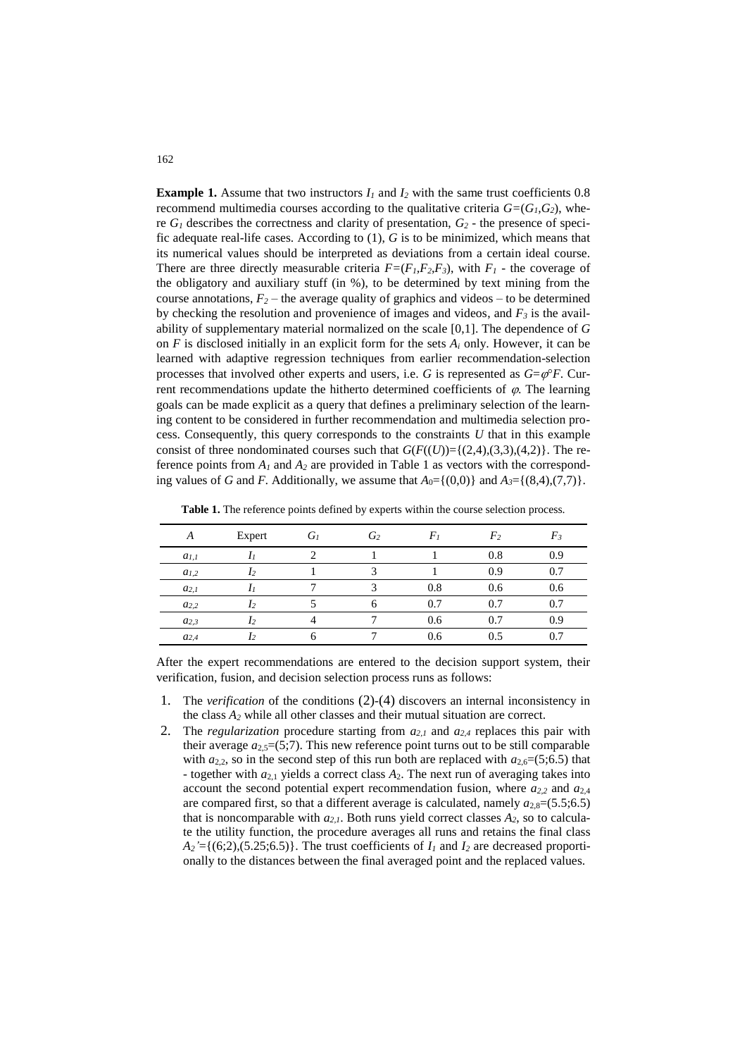**Example 1.** Assume that two instructors $I_1$ and $I_2$ with the same trust coefficients 0.8 recommend multimedia courses according to the qualitative criteria $G=(G_1,G_2)$, where $G_1$ describes the correctness and clarity of presentation, $G_2$ - the presence of specific adequate real-life cases. According to (1), $G$ is to be minimized, which means that its numerical values should be interpreted as deviations from a certain ideal course. There are three directly measurable criteria $F=(F_1,F_2,F_3)$, with $F_1$ - the coverage of the obligatory and auxiliary stuff (in %), to be determined by text mining from the course annotations, $F_2$ – the average quality of graphics and videos – to be determined by checking the resolution and provenience of images and videos, and $F_3$ is the availability of supplementary material normalized on the scale [0,1]. The dependence of $G$ on $F$ is disclosed initially in an explicit form for the sets $A_i$ only. However, it can be learned with adaptive regression techniques from earlier recommendation-selection processes that involved other experts and users, i.e. $G$ is represented as $G=\varphi^\circ F$. Current recommendations update the hitherto determined coefficients of $\varphi$. The learning goals can be made explicit as a query that defines a preliminary selection of the learning content to be considered in further recommendation and multimedia selection process. Consequently, this query corresponds to the constraints $U$ that in this example consist of three nondominated courses such that $G(F((U))=\{(2,4),(3,3),(4,2)\}$. The reference points from $A_1$ and $A_2$ are provided in Table 1 as vectors with the corresponding values of $G$ and $F$. Additionally, we assume that $A_0=\{(0,0)\}$ and $A_3=\{(8,4),(7,7)\}$.

**Table 1.** The reference points defined by experts within the course selection process.

| $A$ | Expert | $G_1$ | $G_2$ | $F_1$ | $F_2$ | $F_3$ |
|---|---|---|---|---|---|---|
| $a_{1,1}$ | $I_1$ | 2 | 1 | 1 | 0.8 | 0.9 |
| $a_{1,2}$ | $I_2$ | 1 | 3 | 1 | 0.9 | 0.7 |
| $a_{2,1}$ | $I_1$ | 7 | 3 | 0.8 | 0.6 | 0.6 |
| $a_{2,2}$ | $I_2$ | 5 | 6 | 0.7 | 0.7 | 0.7 |
| $a_{2,3}$ | $I_2$ | 4 | 7 | 0.6 | 0.7 | 0.9 |
| $a_{2,4}$ | $I_2$ | 6 | 7 | 0.6 | 0.5 | 0.7 |

After the expert recommendations are entered to the decision support system, their verification, fusion, and decision selection process runs as follows:

1. The *verification* of the conditions (2)-(4) discovers an internal inconsistency in the class $A_2$ while all other classes and their mutual situation are correct.
2. The *regularization* procedure starting from $a_{2,1}$ and $a_{2,4}$ replaces this pair with their average $a_{2,5}=(5;7)$. This new reference point turns out to be still comparable with $a_{2,2}$, so in the second step of this run both are replaced with $a_{2,6}=(5;6.5)$ that - together with $a_{2,1}$ yields a correct class $A_2$. The next run of averaging takes into account the second potential expert recommendation fusion, where $a_{2,2}$ and $a_{2,4}$ are compared first, so that a different average is calculated, namely $a_{2,8}=(5.5;6.5)$ that is noncomparable with $a_{2,1}$. Both runs yield correct classes $A_2$, so to calculate the utility function, the procedure averages all runs and retains the final class $A_2'=\{(6;2),(5.25;6.5)\}$. The trust coefficients of $I_1$ and $I_2$ are decreased proportionally to the distances between the final averaged point and the replaced values.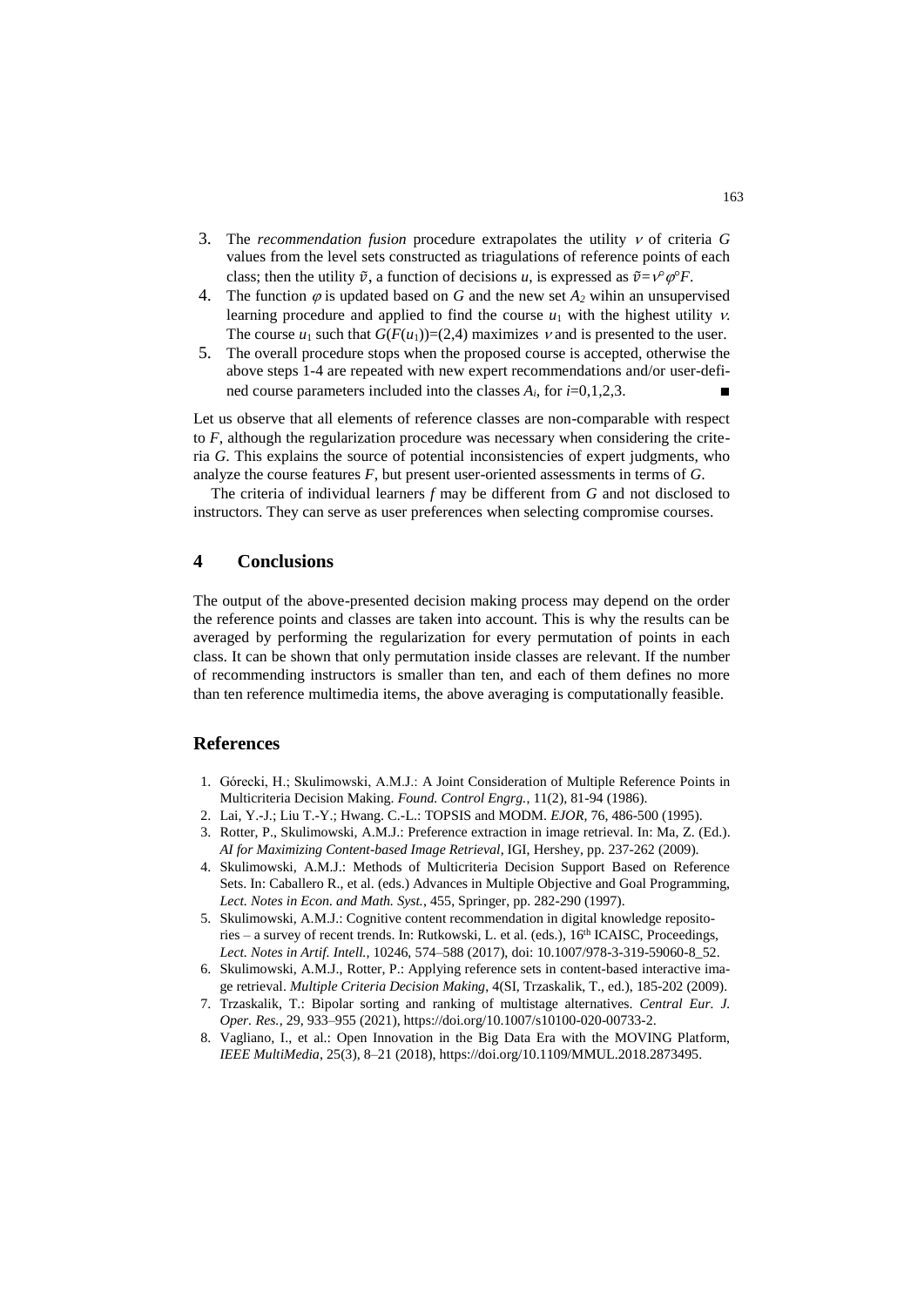3. The *recommendation fusion* procedure extrapolates the utility $v$ of criteria $G$ values from the level sets constructed as triagulations of reference points of each class; then the utility $\tilde{v}$, a function of decisions $u$, is expressed as $\tilde{v}=v^{\circ}\varphi^{\circ}F$.
4. The function $\varphi$ is updated based on $G$ and the new set $A_2$ wihin an unsupervised learning procedure and applied to find the course $u_1$ with the highest utility $v$. The course $u_1$ such that $G(F(u_1))=(2,4)$ maximizes $v$ and is presented to the user.
5. The overall procedure stops when the proposed course is accepted, otherwise the above steps 1-4 are repeated with new expert recommendations and/or user-defined course parameters included into the classes $A_i$, for $i$=0,1,2,3. ∎

Let us observe that all elements of reference classes are non-comparable with respect to $F$, although the regularization procedure was necessary when considering the criteria $G$. This explains the source of potential inconsistencies of expert judgments, who analyze the course features $F$, but present user-oriented assessments in terms of $G$.

The criteria of individual learners $f$ may be different from $G$ and not disclosed to instructors. They can serve as user preferences when selecting compromise courses.

## 4 Conclusions

The output of the above-presented decision making process may depend on the order the reference points and classes are taken into account. This is why the results can be averaged by performing the regularization for every permutation of points in each class. It can be shown that only permutation inside classes are relevant. If the number of recommending instructors is smaller than ten, and each of them defines no more than ten reference multimedia items, the above averaging is computationally feasible.

## References

1. Górecki, H.; Skulimowski, A.M.J.: A Joint Consideration of Multiple Reference Points in Multicriteria Decision Making. *Found. Control Engrg.*, 11(2), 81-94 (1986).
2. Lai, Y.-J.; Liu T.-Y.; Hwang. C.-L.: TOPSIS and MODM. *EJOR*, 76, 486-500 (1995).
3. Rotter, P., Skulimowski, A.M.J.: Preference extraction in image retrieval. In: Ma, Z. (Ed.). *AI for Maximizing Content-based Image Retrieval*, IGI, Hershey, pp. 237-262 (2009).
4. Skulimowski, A.M.J.: Methods of Multicriteria Decision Support Based on Reference Sets. In: Caballero R., et al. (eds.) Advances in Multiple Objective and Goal Programming, *Lect. Notes in Econ. and Math. Syst.*, 455, Springer, pp. 282-290 (1997).
5. Skulimowski, A.M.J.: Cognitive content recommendation in digital knowledge repositories – a survey of recent trends. In: Rutkowski, L. et al. (eds.), 16th ICAISC, Proceedings, *Lect. Notes in Artif. Intell.*, 10246, 574–588 (2017), doi: 10.1007/978-3-319-59060-8_52.
6. Skulimowski, A.M.J., Rotter, P.: Applying reference sets in content-based interactive image retrieval. *Multiple Criteria Decision Making*, 4(SI, Trzaskalik, T., ed.), 185-202 (2009).
7. Trzaskalik, T.: Bipolar sorting and ranking of multistage alternatives. *Central Eur. J. Oper. Res.*, 29, 933–955 (2021), https://doi.org/10.1007/s10100-020-00733-2.
8. Vagliano, I., et al.: Open Innovation in the Big Data Era with the MOVING Platform, *IEEE MultiMedia*, 25(3), 8–21 (2018), https://doi.org/10.1109/MMUL.2018.2873495.